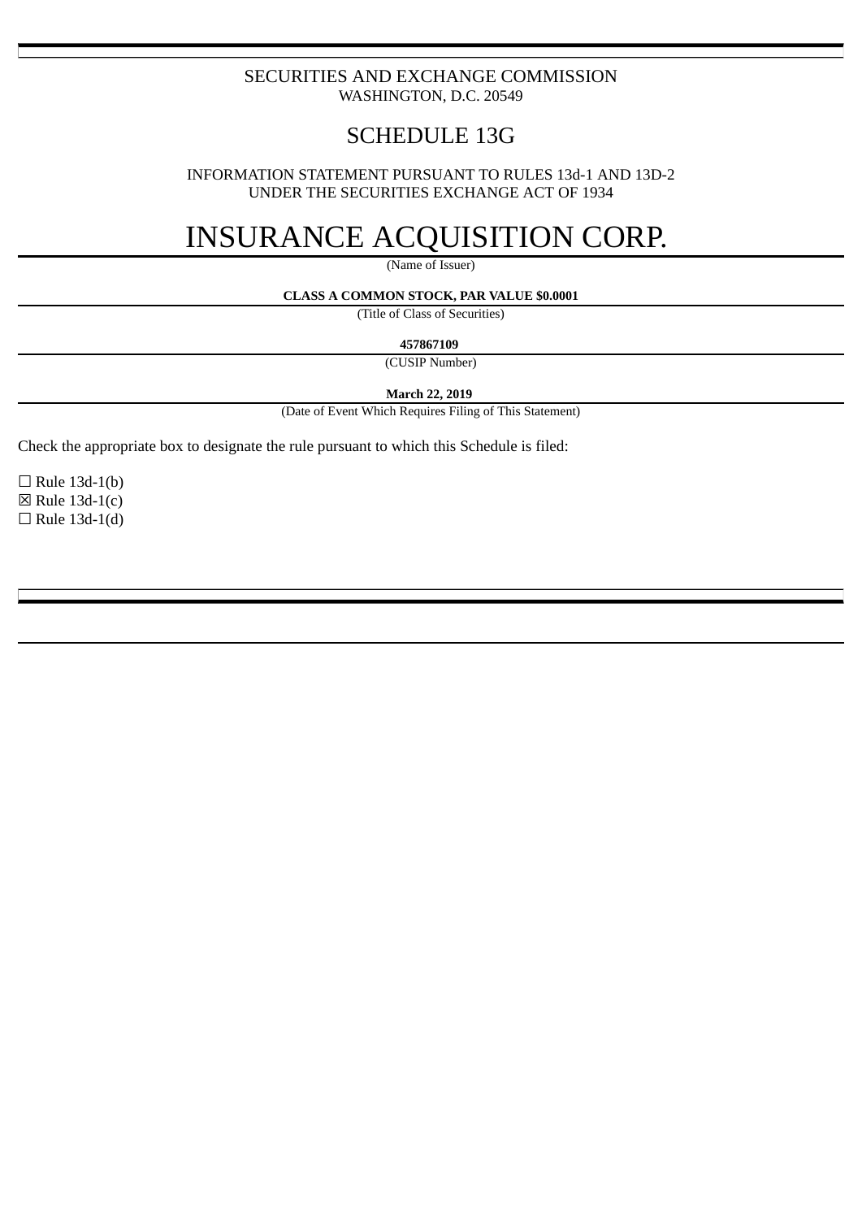SECURITIES AND EXCHANGE COMMISSION
WASHINGTON, D.C. 20549

# SCHEDULE 13G

INFORMATION STATEMENT PURSUANT TO RULES 13d-1 AND 13D-2
UNDER THE SECURITIES EXCHANGE ACT OF 1934

# INSURANCE ACQUISITION CORP.

(Name of Issuer)

**CLASS A COMMON STOCK, PAR VALUE $0.0001**

(Title of Class of Securities)

**457867109**

(CUSIP Number)

**March 22, 2019**

(Date of Event Which Requires Filing of This Statement)

Check the appropriate box to designate the rule pursuant to which this Schedule is filed:

☐ Rule 13d-1(b)
☒ Rule 13d-1(c)
☐ Rule 13d-1(d)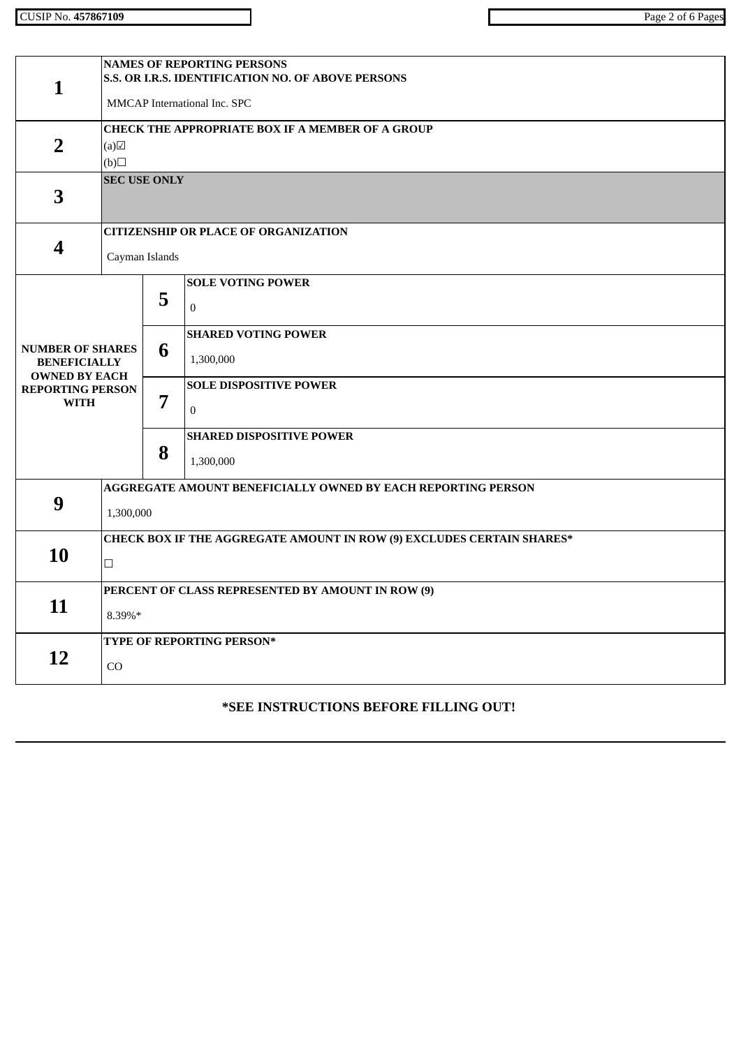CUSIP No. **457867109**

| | | |
|---|---|---|
| **1** | **NAMES OF REPORTING PERSONS**<br>**S.S. OR I.R.S. IDENTIFICATION NO. OF ABOVE PERSONS**<br>MMCAP International Inc. SPC | |
| **2** | **CHECK THE APPROPRIATE BOX IF A MEMBER OF A GROUP**<br>(a)☑<br>(b)☐ | |
| **3** | **SEC USE ONLY** | |
| **4** | **CITIZENSHIP OR PLACE OF ORGANIZATION**<br>Cayman Islands | |
| **NUMBER OF SHARES BENEFICIALLY OWNED BY EACH REPORTING PERSON WITH** | **5** | **SOLE VOTING POWER**<br>0 |
| | **6** | **SHARED VOTING POWER**<br>1,300,000 |
| | **7** | **SOLE DISPOSITIVE POWER**<br>0 |
| | **8** | **SHARED DISPOSITIVE POWER**<br>1,300,000 |
| **9** | **AGGREGATE AMOUNT BENEFICIALLY OWNED BY EACH REPORTING PERSON**<br>1,300,000 | |
| **10** | **CHECK BOX IF THE AGGREGATE AMOUNT IN ROW (9) EXCLUDES CERTAIN SHARES***<br>☐ | |
| **11** | **PERCENT OF CLASS REPRESENTED BY AMOUNT IN ROW (9)**<br>8.39%* | |
| **12** | **TYPE OF REPORTING PERSON***<br>CO | |

**\*SEE INSTRUCTIONS BEFORE FILLING OUT!**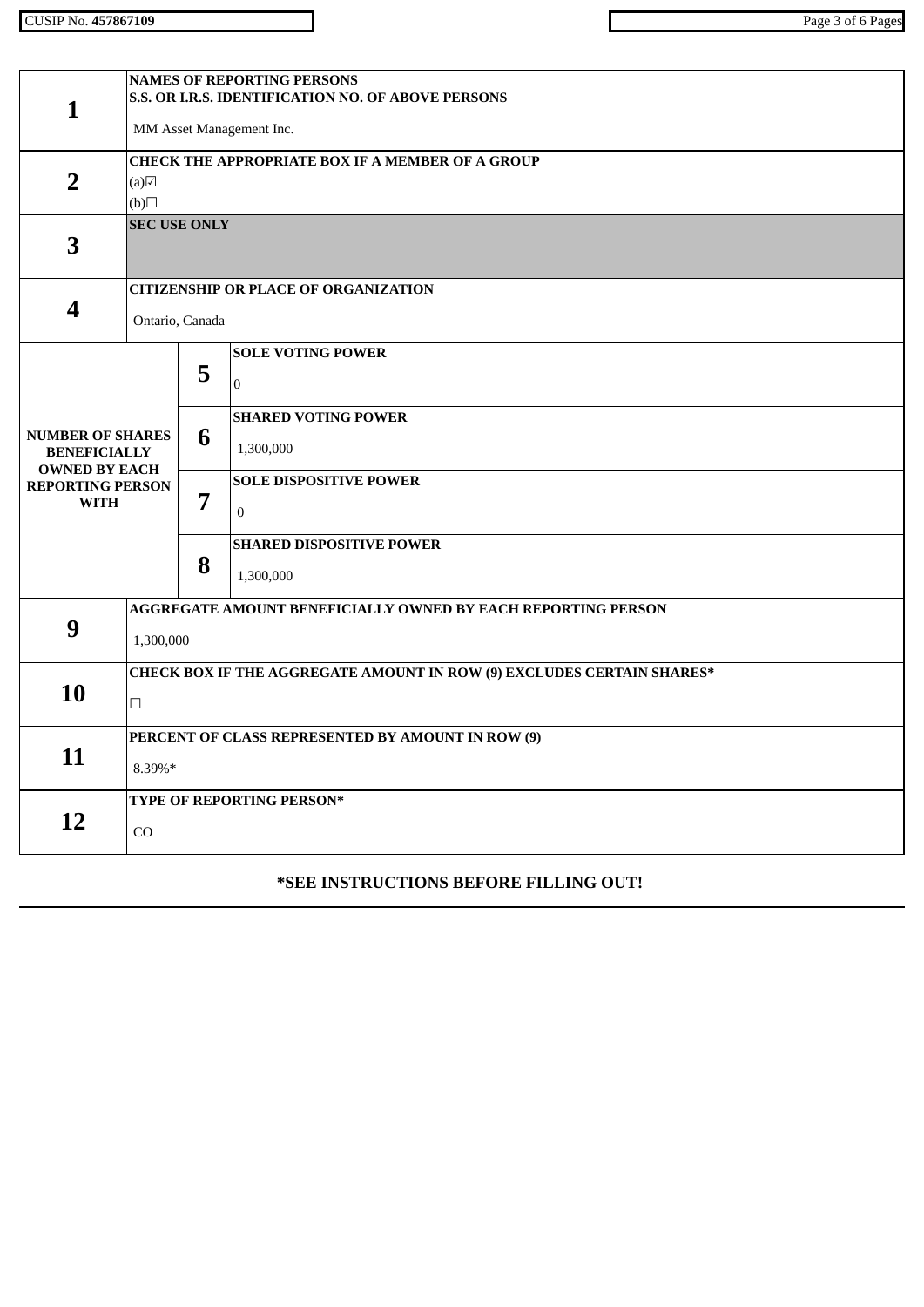CUSIP No. **457867109**

| | | | |
|---|---|---|---|
| **1** | **NAMES OF REPORTING PERSONS**<br>**S.S. OR I.R.S. IDENTIFICATION NO. OF ABOVE PERSONS**<br>MM Asset Management Inc. | | |
| **2** | **CHECK THE APPROPRIATE BOX IF A MEMBER OF A GROUP**<br>(a)☑<br>(b)☐ | | |
| **3** | **SEC USE ONLY** | | |
| **4** | **CITIZENSHIP OR PLACE OF ORGANIZATION**<br>Ontario, Canada | | |
| **NUMBER OF SHARES BENEFICIALLY OWNED BY EACH REPORTING PERSON WITH** | **5** | **SOLE VOTING POWER**<br>0 | |
| | **6** | **SHARED VOTING POWER**<br>1,300,000 | |
| | **7** | **SOLE DISPOSITIVE POWER**<br>0 | |
| | **8** | **SHARED DISPOSITIVE POWER**<br>1,300,000 | |
| **9** | **AGGREGATE AMOUNT BENEFICIALLY OWNED BY EACH REPORTING PERSON**<br>1,300,000 | | |
| **10** | **CHECK BOX IF THE AGGREGATE AMOUNT IN ROW (9) EXCLUDES CERTAIN SHARES***<br>☐ | | |
| **11** | **PERCENT OF CLASS REPRESENTED BY AMOUNT IN ROW (9)**<br>8.39%* | | |
| **12** | **TYPE OF REPORTING PERSON***<br>CO | | |

**\*SEE INSTRUCTIONS BEFORE FILLING OUT!**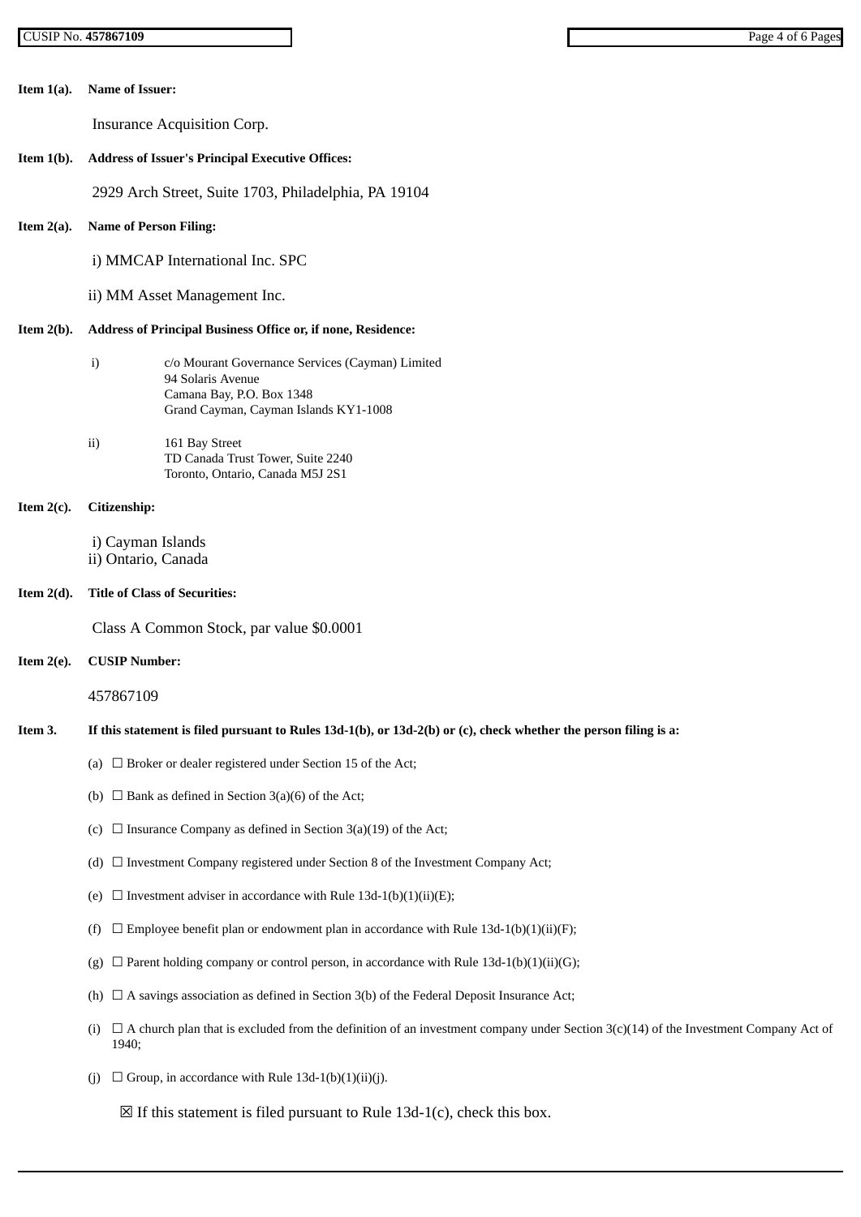**Item 1(a). Name of Issuer:**

Insurance Acquisition Corp.

**Item 1(b). Address of Issuer's Principal Executive Offices:**

2929 Arch Street, Suite 1703, Philadelphia, PA 19104

**Item 2(a). Name of Person Filing:**

i) MMCAP International Inc. SPC

ii) MM Asset Management Inc.

**Item 2(b). Address of Principal Business Office or, if none, Residence:**

i) c/o Mourant Governance Services (Cayman) Limited
94 Solaris Avenue
Camana Bay, P.O. Box 1348
Grand Cayman, Cayman Islands KY1-1008

ii) 161 Bay Street
TD Canada Trust Tower, Suite 2240
Toronto, Ontario, Canada M5J 2S1

**Item 2(c). Citizenship:**

i) Cayman Islands
ii) Ontario, Canada

**Item 2(d). Title of Class of Securities:**

Class A Common Stock, par value $0.0001

**Item 2(e). CUSIP Number:**

457867109

**Item 3. If this statement is filed pursuant to Rules 13d-1(b), or 13d-2(b) or (c), check whether the person filing is a:**

(a) ☐ Broker or dealer registered under Section 15 of the Act;

(b) ☐ Bank as defined in Section 3(a)(6) of the Act;

(c) ☐ Insurance Company as defined in Section 3(a)(19) of the Act;

(d) ☐ Investment Company registered under Section 8 of the Investment Company Act;

(e) ☐ Investment adviser in accordance with Rule 13d-1(b)(1)(ii)(E);

(f) ☐ Employee benefit plan or endowment plan in accordance with Rule 13d-1(b)(1)(ii)(F);

(g) ☐ Parent holding company or control person, in accordance with Rule 13d-1(b)(1)(ii)(G);

(h) ☐ A savings association as defined in Section 3(b) of the Federal Deposit Insurance Act;

(i) ☐ A church plan that is excluded from the definition of an investment company under Section 3(c)(14) of the Investment Company Act of 1940;

(j) ☐ Group, in accordance with Rule 13d-1(b)(1)(ii)(j).

☒ If this statement is filed pursuant to Rule 13d-1(c), check this box.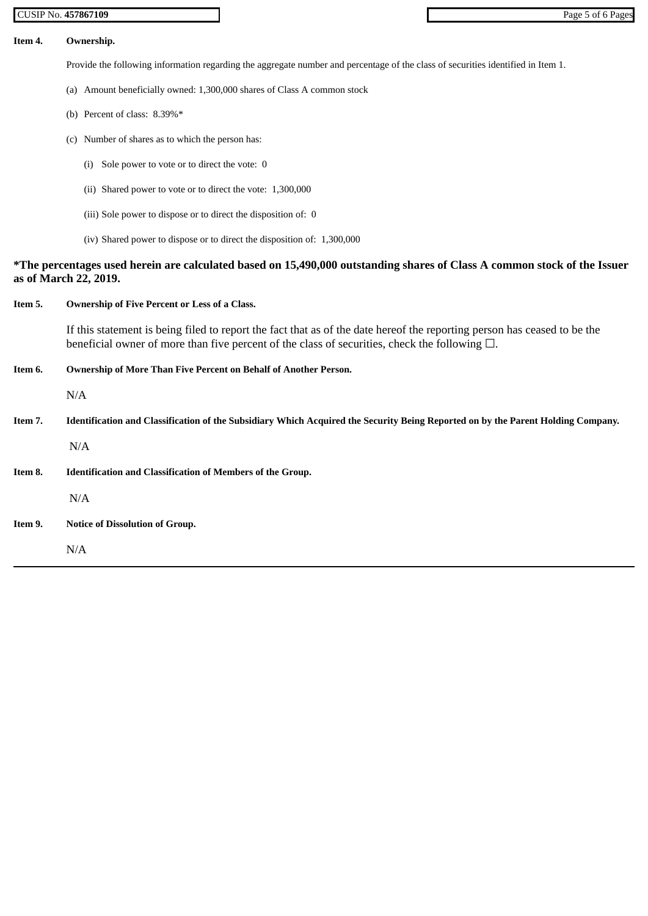**Item 4. Ownership.**

Provide the following information regarding the aggregate number and percentage of the class of securities identified in Item 1.

(a) Amount beneficially owned: 1,300,000 shares of Class A common stock

(b) Percent of class: 8.39%*

(c) Number of shares as to which the person has:

(i) Sole power to vote or to direct the vote: 0

(ii) Shared power to vote or to direct the vote: 1,300,000

(iii) Sole power to dispose or to direct the disposition of: 0

(iv) Shared power to dispose or to direct the disposition of: 1,300,000

**\*The percentages used herein are calculated based on 15,490,000 outstanding shares of Class A common stock of the Issuer as of March 22, 2019.**

**Item 5. Ownership of Five Percent or Less of a Class.**

If this statement is being filed to report the fact that as of the date hereof the reporting person has ceased to be the beneficial owner of more than five percent of the class of securities, check the following ☐.

**Item 6. Ownership of More Than Five Percent on Behalf of Another Person.**

N/A

**Item 7. Identification and Classification of the Subsidiary Which Acquired the Security Being Reported on by the Parent Holding Company.**

N/A

**Item 8. Identification and Classification of Members of the Group.**

N/A

**Item 9. Notice of Dissolution of Group.**

N/A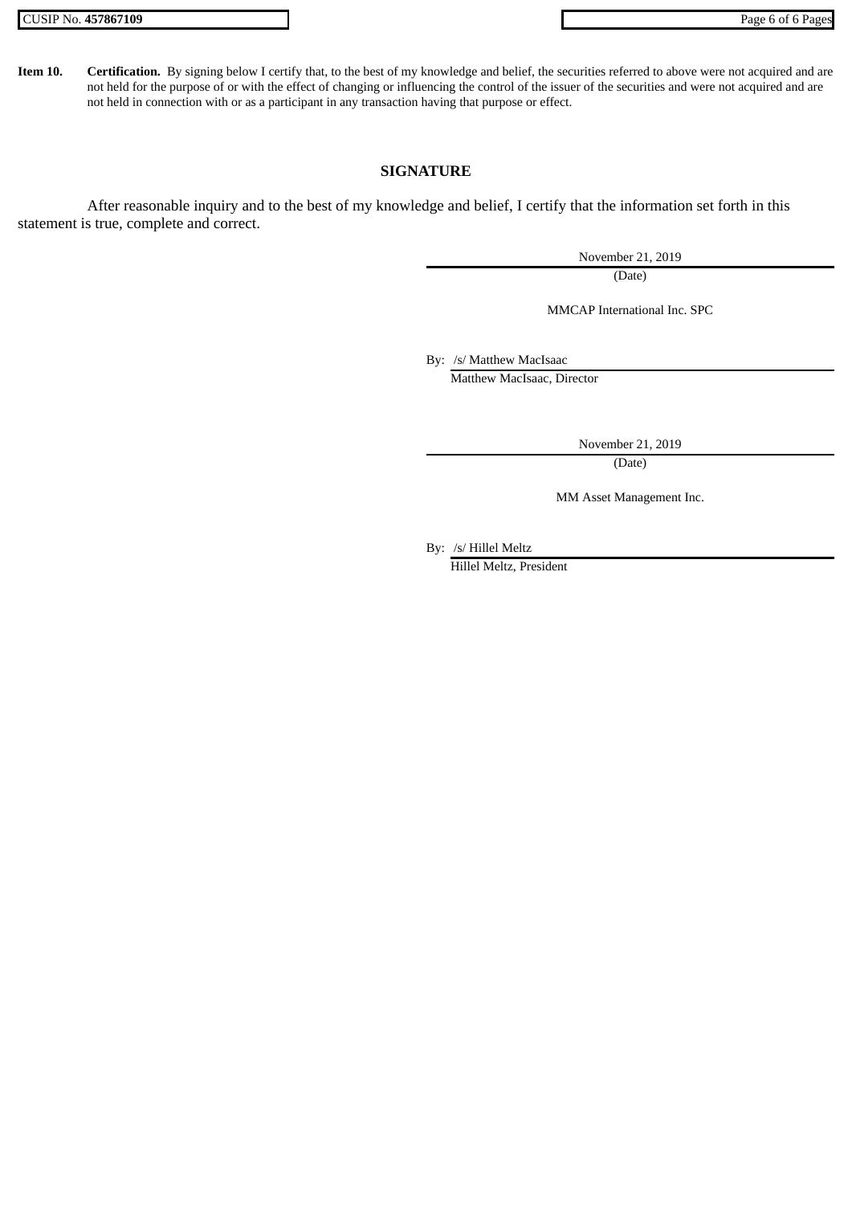**Item 10. Certification.** By signing below I certify that, to the best of my knowledge and belief, the securities referred to above were not acquired and are not held for the purpose of or with the effect of changing or influencing the control of the issuer of the securities and were not acquired and are not held in connection with or as a participant in any transaction having that purpose or effect.

## SIGNATURE

After reasonable inquiry and to the best of my knowledge and belief, I certify that the information set forth in this statement is true, complete and correct.

November 21, 2019
(Date)

MMCAP International Inc. SPC

By: /s/ Matthew MacIsaac
Matthew MacIsaac, Director

November 21, 2019
(Date)

MM Asset Management Inc.

By: /s/ Hillel Meltz
Hillel Meltz, President